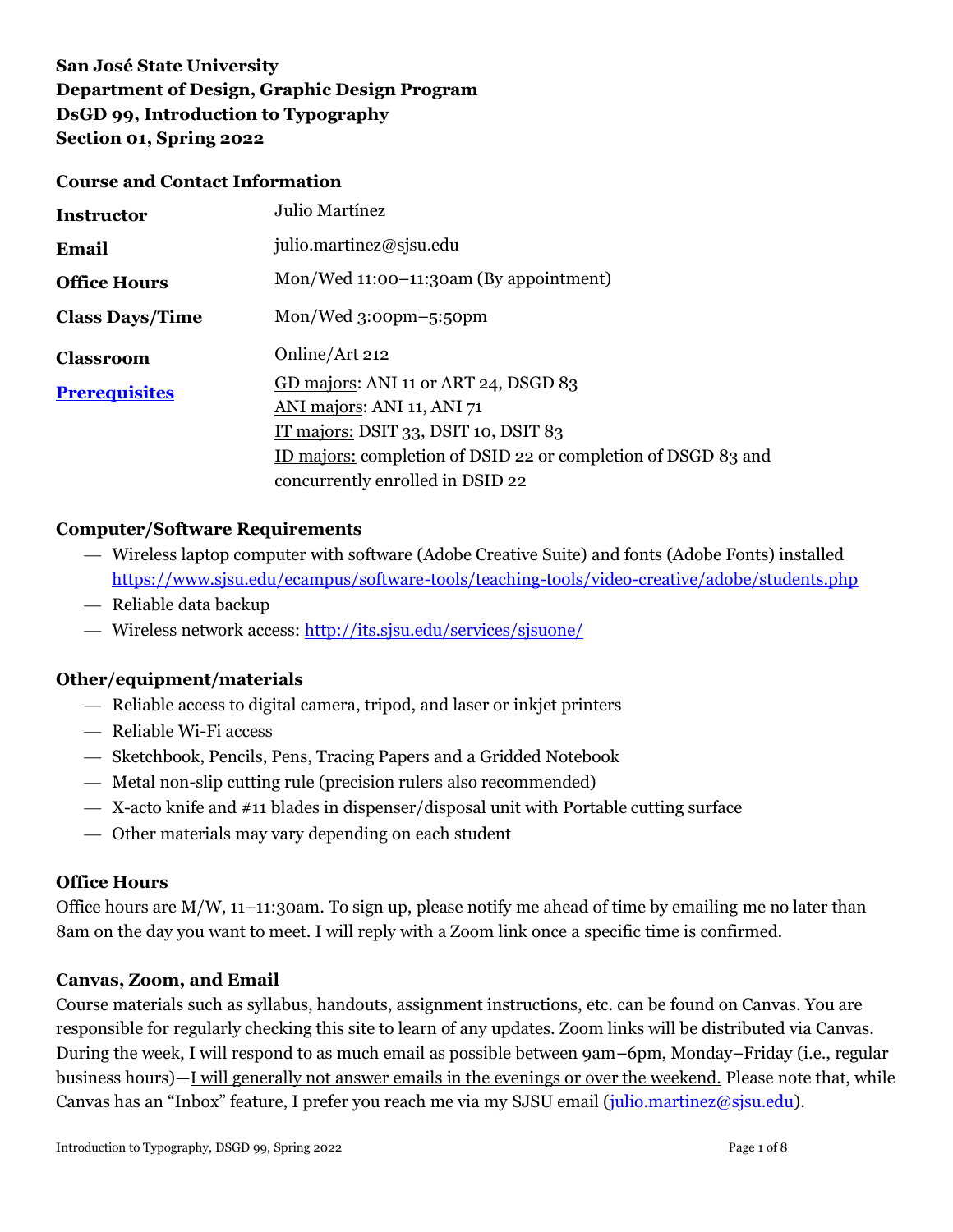**San José State University**
**Department of Design, Graphic Design Program**
**DsGD 99, Introduction to Typography**
**Section 01, Spring 2022**

## Course and Contact Information

| | |
|---|---|
| **Instructor** | Julio Martínez |
| **Email** | julio.martinez@sjsu.edu |
| **Office Hours** | Mon/Wed 11:00–11:30am (By appointment) |
| **Class Days/Time** | Mon/Wed 3:00pm–5:50pm |
| **Classroom** | Online/Art 212 |
| **[Prerequisites]()** | GD majors: ANI 11 or ART 24, DSGD 83<br>ANI majors: ANI 11, ANI 71<br>IT majors: DSIT 33, DSIT 10, DSIT 83<br>ID majors: completion of DSID 22 or completion of DSGD 83 and concurrently enrolled in DSID 22 |

## Computer/Software Requirements

- Wireless laptop computer with software (Adobe Creative Suite) and fonts (Adobe Fonts) installed https://www.sjsu.edu/ecampus/software-tools/teaching-tools/video-creative/adobe/students.php
- Reliable data backup
- Wireless network access: http://its.sjsu.edu/services/sjsuone/

## Other/equipment/materials

- Reliable access to digital camera, tripod, and laser or inkjet printers
- Reliable Wi-Fi access
- Sketchbook, Pencils, Pens, Tracing Papers and a Gridded Notebook
- Metal non-slip cutting rule (precision rulers also recommended)
- X-acto knife and #11 blades in dispenser/disposal unit with Portable cutting surface
- Other materials may vary depending on each student

## Office Hours

Office hours are M/W, 11–11:30am. To sign up, please notify me ahead of time by emailing me no later than 8am on the day you want to meet. I will reply with a Zoom link once a specific time is confirmed.

## Canvas, Zoom, and Email

Course materials such as syllabus, handouts, assignment instructions, etc. can be found on Canvas. You are responsible for regularly checking this site to learn of any updates. Zoom links will be distributed via Canvas. During the week, I will respond to as much email as possible between 9am–6pm, Monday–Friday (i.e., regular business hours)—I will generally not answer emails in the evenings or over the weekend. Please note that, while Canvas has an "Inbox" feature, I prefer you reach me via my SJSU email (julio.martinez@sjsu.edu).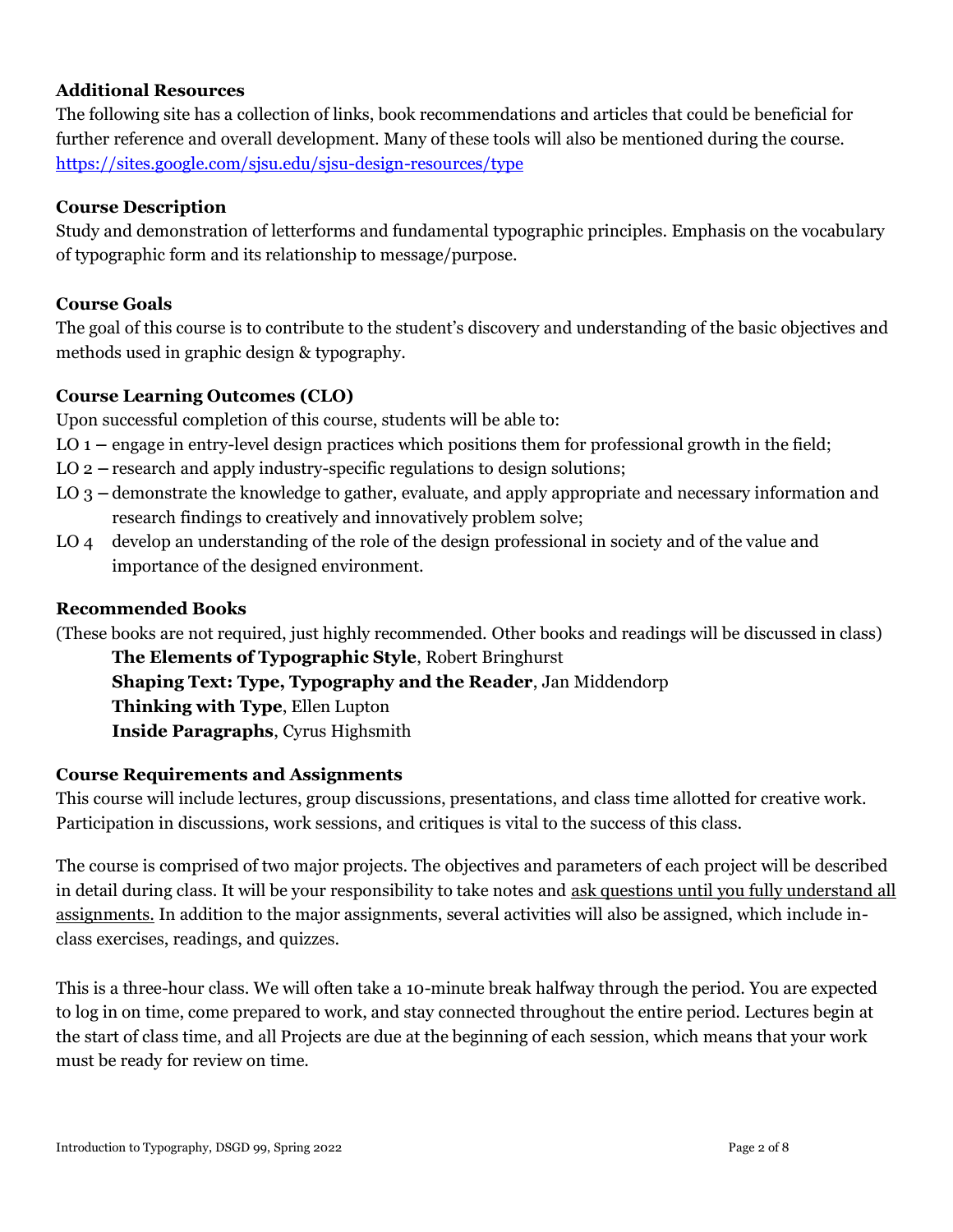**Additional Resources**

The following site has a collection of links, book recommendations and articles that could be beneficial for further reference and overall development. Many of these tools will also be mentioned during the course.
[https://sites.google.com/sjsu.edu/sjsu-design-resources/type](https://sites.google.com/sjsu.edu/sjsu-design-resources/type)

**Course Description**

Study and demonstration of letterforms and fundamental typographic principles. Emphasis on the vocabulary of typographic form and its relationship to message/purpose.

**Course Goals**

The goal of this course is to contribute to the student's discovery and understanding of the basic objectives and methods used in graphic design & typography.

**Course Learning Outcomes (CLO)**

Upon successful completion of this course, students will be able to:

LO 1 – engage in entry-level design practices which positions them for professional growth in the field;
LO 2 – research and apply industry-specific regulations to design solutions;
LO 3 – demonstrate the knowledge to gather, evaluate, and apply appropriate and necessary information and research findings to creatively and innovatively problem solve;
LO 4 develop an understanding of the role of the design professional in society and of the value and importance of the designed environment.

**Recommended Books**

(These books are not required, just highly recommended. Other books and readings will be discussed in class)

**The Elements of Typographic Style**, Robert Bringhurst
**Shaping Text: Type, Typography and the Reader**, Jan Middendorp
**Thinking with Type**, Ellen Lupton
**Inside Paragraphs**, Cyrus Highsmith

**Course Requirements and Assignments**

This course will include lectures, group discussions, presentations, and class time allotted for creative work. Participation in discussions, work sessions, and critiques is vital to the success of this class.

The course is comprised of two major projects. The objectives and parameters of each project will be described in detail during class. It will be your responsibility to take notes and <u>ask questions until you fully understand all assignments.</u> In addition to the major assignments, several activities will also be assigned, which include in-class exercises, readings, and quizzes.

This is a three-hour class. We will often take a 10-minute break halfway through the period. You are expected to log in on time, come prepared to work, and stay connected throughout the entire period. Lectures begin at the start of class time, and all Projects are due at the beginning of each session, which means that your work must be ready for review on time.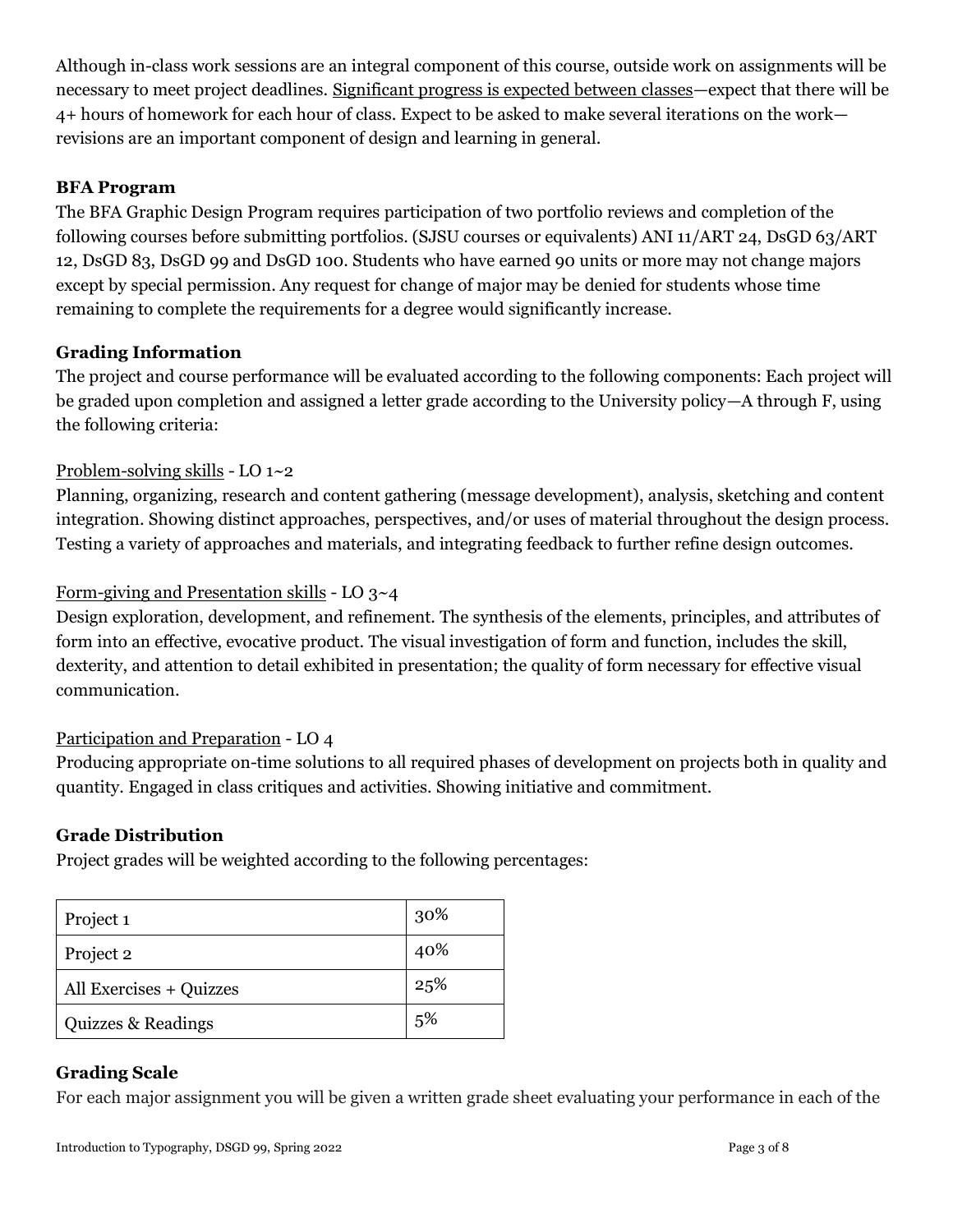Although in-class work sessions are an integral component of this course, outside work on assignments will be necessary to meet project deadlines. Significant progress is expected between classes—expect that there will be 4+ hours of homework for each hour of class. Expect to be asked to make several iterations on the work—revisions are an important component of design and learning in general.

### BFA Program

The BFA Graphic Design Program requires participation of two portfolio reviews and completion of the following courses before submitting portfolios. (SJSU courses or equivalents) ANI 11/ART 24, DsGD 63/ART 12, DsGD 83, DsGD 99 and DsGD 100. Students who have earned 90 units or more may not change majors except by special permission. Any request for change of major may be denied for students whose time remaining to complete the requirements for a degree would significantly increase.

### Grading Information

The project and course performance will be evaluated according to the following components: Each project will be graded upon completion and assigned a letter grade according to the University policy—A through F, using the following criteria:

Problem-solving skills - LO 1~2
Planning, organizing, research and content gathering (message development), analysis, sketching and content integration. Showing distinct approaches, perspectives, and/or uses of material throughout the design process. Testing a variety of approaches and materials, and integrating feedback to further refine design outcomes.

Form-giving and Presentation skills - LO 3~4
Design exploration, development, and refinement. The synthesis of the elements, principles, and attributes of form into an effective, evocative product. The visual investigation of form and function, includes the skill, dexterity, and attention to detail exhibited in presentation; the quality of form necessary for effective visual communication.

Participation and Preparation - LO 4
Producing appropriate on-time solutions to all required phases of development on projects both in quality and quantity. Engaged in class critiques and activities. Showing initiative and commitment.

### Grade Distribution

Project grades will be weighted according to the following percentages:

| | |
|---|---|
| Project 1 | 30% |
| Project 2 | 40% |
| All Exercises + Quizzes | 25% |
| Quizzes & Readings | 5% |

### Grading Scale

For each major assignment you will be given a written grade sheet evaluating your performance in each of the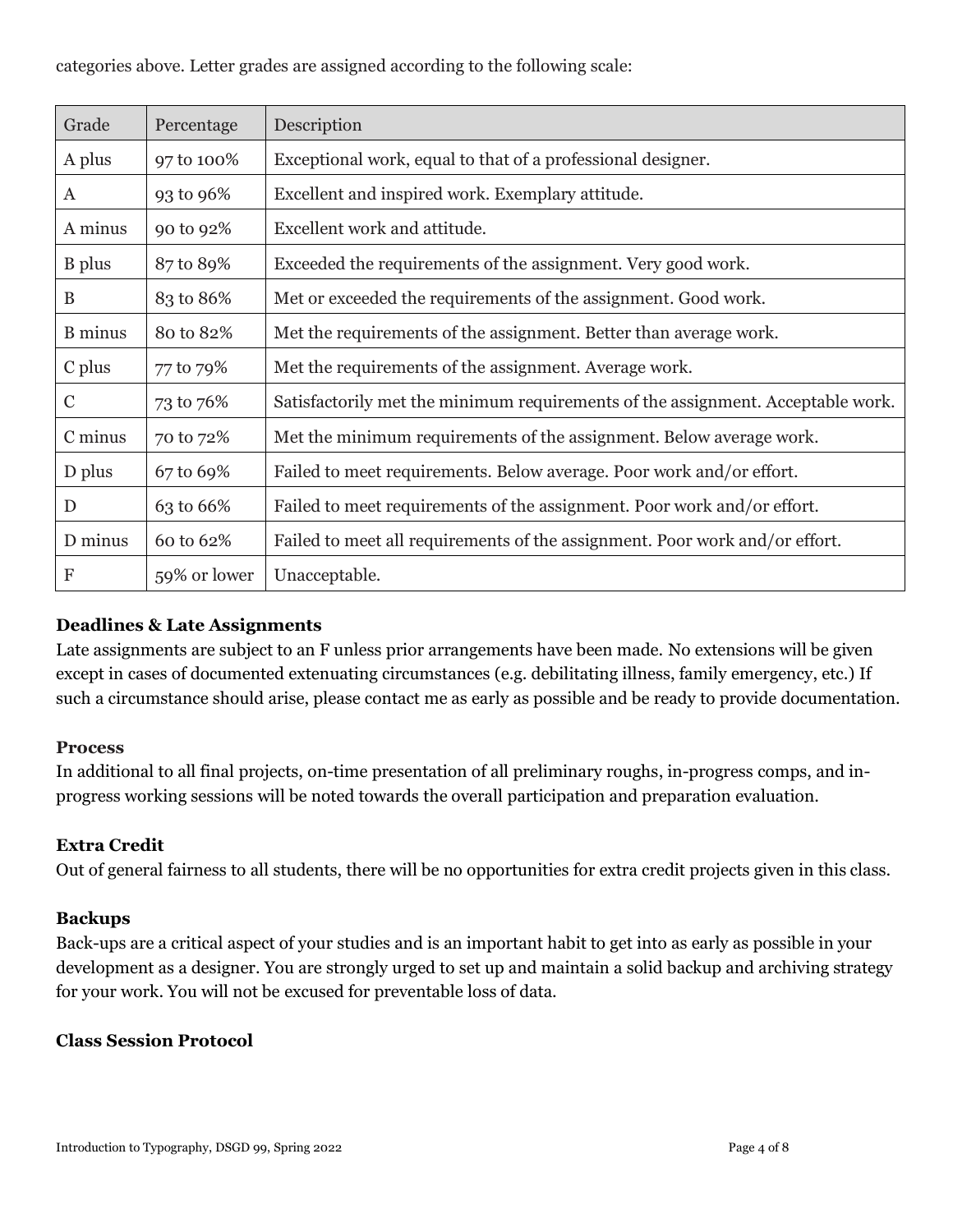categories above. Letter grades are assigned according to the following scale:

| Grade | Percentage | Description |
|---|---|---|
| A plus | 97 to 100% | Exceptional work, equal to that of a professional designer. |
| A | 93 to 96% | Excellent and inspired work. Exemplary attitude. |
| A minus | 90 to 92% | Excellent work and attitude. |
| B plus | 87 to 89% | Exceeded the requirements of the assignment. Very good work. |
| B | 83 to 86% | Met or exceeded the requirements of the assignment. Good work. |
| B minus | 80 to 82% | Met the requirements of the assignment. Better than average work. |
| C plus | 77 to 79% | Met the requirements of the assignment. Average work. |
| C | 73 to 76% | Satisfactorily met the minimum requirements of the assignment. Acceptable work. |
| C minus | 70 to 72% | Met the minimum requirements of the assignment. Below average work. |
| D plus | 67 to 69% | Failed to meet requirements. Below average. Poor work and/or effort. |
| D | 63 to 66% | Failed to meet requirements of the assignment. Poor work and/or effort. |
| D minus | 60 to 62% | Failed to meet all requirements of the assignment. Poor work and/or effort. |
| F | 59% or lower | Unacceptable. |

**Deadlines & Late Assignments**

Late assignments are subject to an F unless prior arrangements have been made. No extensions will be given except in cases of documented extenuating circumstances (e.g. debilitating illness, family emergency, etc.) If such a circumstance should arise, please contact me as early as possible and be ready to provide documentation.

**Process**

In additional to all final projects, on-time presentation of all preliminary roughs, in-progress comps, and in-progress working sessions will be noted towards the overall participation and preparation evaluation.

**Extra Credit**

Out of general fairness to all students, there will be no opportunities for extra credit projects given in this class.

**Backups**

Back-ups are a critical aspect of your studies and is an important habit to get into as early as possible in your development as a designer. You are strongly urged to set up and maintain a solid backup and archiving strategy for your work. You will not be excused for preventable loss of data.

**Class Session Protocol**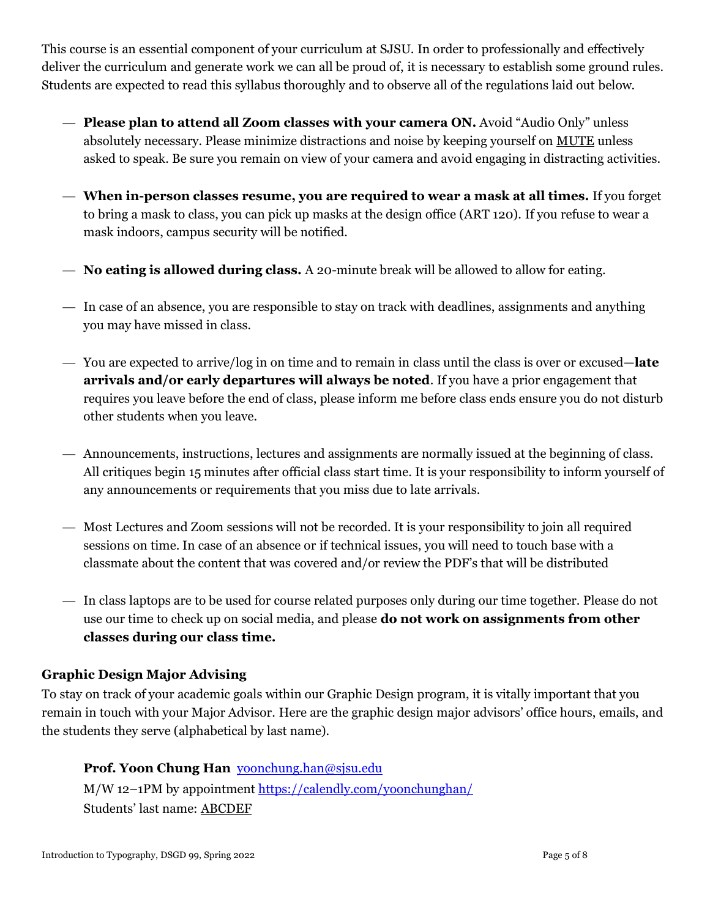This course is an essential component of your curriculum at SJSU. In order to professionally and effectively deliver the curriculum and generate work we can all be proud of, it is necessary to establish some ground rules. Students are expected to read this syllabus thoroughly and to observe all of the regulations laid out below.

- **Please plan to attend all Zoom classes with your camera ON.** Avoid "Audio Only" unless absolutely necessary. Please minimize distractions and noise by keeping yourself on MUTE unless asked to speak. Be sure you remain on view of your camera and avoid engaging in distracting activities.

- **When in-person classes resume, you are required to wear a mask at all times.** If you forget to bring a mask to class, you can pick up masks at the design office (ART 120). If you refuse to wear a mask indoors, campus security will be notified.

- **No eating is allowed during class.** A 20-minute break will be allowed to allow for eating.

- In case of an absence, you are responsible to stay on track with deadlines, assignments and anything you may have missed in class.

- You are expected to arrive/log in on time and to remain in class until the class is over or excused—**late arrivals and/or early departures will always be noted**. If you have a prior engagement that requires you leave before the end of class, please inform me before class ends ensure you do not disturb other students when you leave.

- Announcements, instructions, lectures and assignments are normally issued at the beginning of class. All critiques begin 15 minutes after official class start time. It is your responsibility to inform yourself of any announcements or requirements that you miss due to late arrivals.

- Most Lectures and Zoom sessions will not be recorded. It is your responsibility to join all required sessions on time. In case of an absence or if technical issues, you will need to touch base with a classmate about the content that was covered and/or review the PDF's that will be distributed

- In class laptops are to be used for course related purposes only during our time together. Please do not use our time to check up on social media, and please **do not work on assignments from other classes during our class time.**

### Graphic Design Major Advising

To stay on track of your academic goals within our Graphic Design program, it is vitally important that you remain in touch with your Major Advisor. Here are the graphic design major advisors' office hours, emails, and the students they serve (alphabetical by last name).

**Prof. Yoon Chung Han** yoonchung.han@sjsu.edu
M/W 12–1PM by appointment https://calendly.com/yoonchunghan/
Students' last name: ABCDEF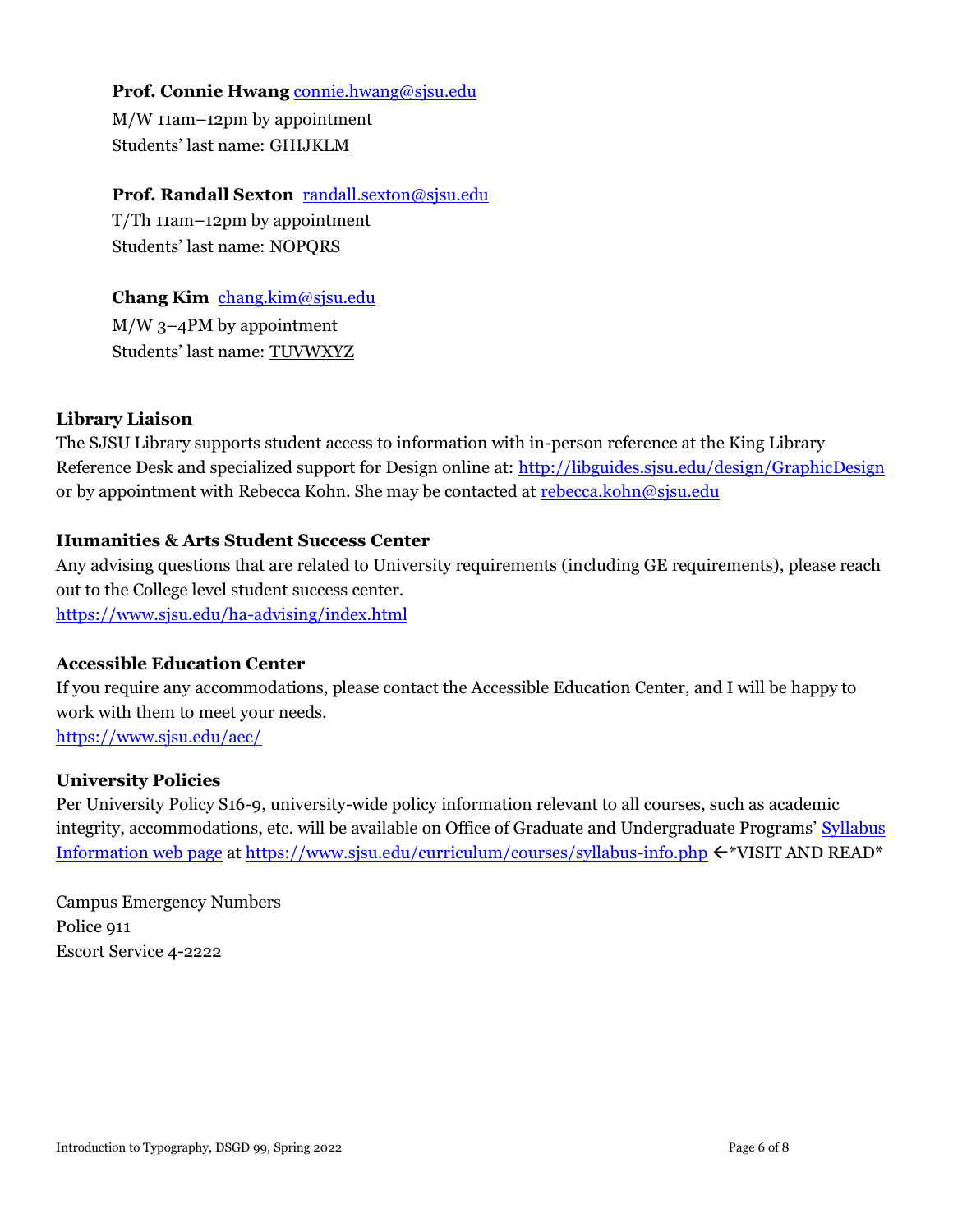**Prof. Connie Hwang** [connie.hwang@sjsu.edu](mailto:connie.hwang@sjsu.edu)
M/W 11am–12pm by appointment
Students' last name: GHIJKLM

**Prof. Randall Sexton** [randall.sexton@sjsu.edu](mailto:randall.sexton@sjsu.edu)
T/Th 11am–12pm by appointment
Students' last name: NOPQRS

**Chang Kim** [chang.kim@sjsu.edu](mailto:chang.kim@sjsu.edu)
M/W 3–4PM by appointment
Students' last name: TUVWXYZ

### Library Liaison

The SJSU Library supports student access to information with in-person reference at the King Library Reference Desk and specialized support for Design online at: [http://libguides.sjsu.edu/design/GraphicDesign](http://libguides.sjsu.edu/design/GraphicDesign) or by appointment with Rebecca Kohn. She may be contacted at [rebecca.kohn@sjsu.edu](mailto:rebecca.kohn@sjsu.edu)

### Humanities & Arts Student Success Center

Any advising questions that are related to University requirements (including GE requirements), please reach out to the College level student success center.
[https://www.sjsu.edu/ha-advising/index.html](https://www.sjsu.edu/ha-advising/index.html)

### Accessible Education Center

If you require any accommodations, please contact the Accessible Education Center, and I will be happy to work with them to meet your needs.
[https://www.sjsu.edu/aec/](https://www.sjsu.edu/aec/)

### University Policies

Per University Policy S16-9, university-wide policy information relevant to all courses, such as academic integrity, accommodations, etc. will be available on Office of Graduate and Undergraduate Programs' Syllabus Information web page at [https://www.sjsu.edu/curriculum/courses/syllabus-info.php](https://www.sjsu.edu/curriculum/courses/syllabus-info.php) ←*VISIT AND READ*

Campus Emergency Numbers
Police 911
Escort Service 4-2222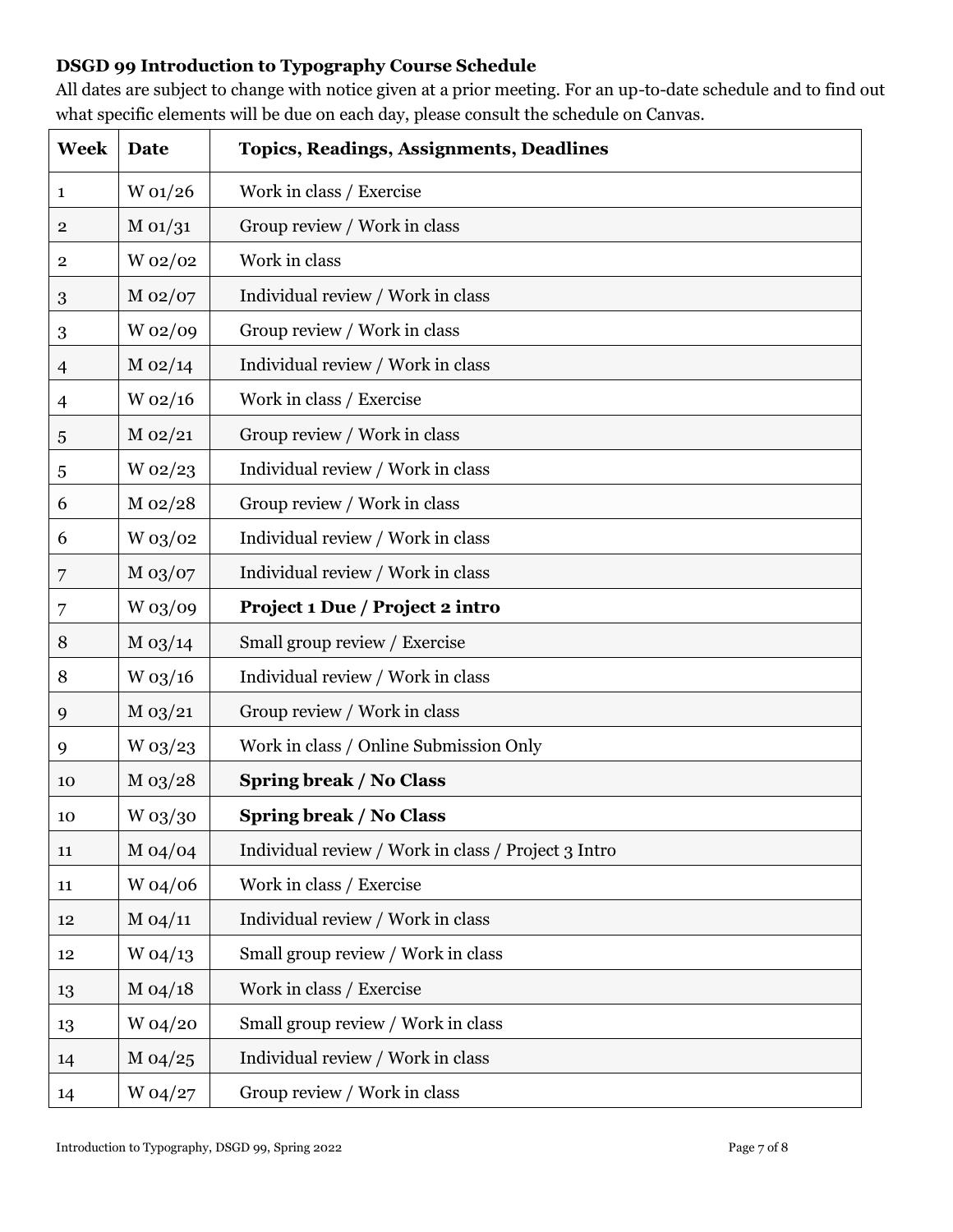**DSGD 99 Introduction to Typography Course Schedule**

All dates are subject to change with notice given at a prior meeting. For an up-to-date schedule and to find out what specific elements will be due on each day, please consult the schedule on Canvas.

| Week | Date | Topics, Readings, Assignments, Deadlines |
|---|---|---|
| 1 | W 01/26 | Work in class / Exercise |
| 2 | M 01/31 | Group review / Work in class |
| 2 | W 02/02 | Work in class |
| 3 | M 02/07 | Individual review / Work in class |
| 3 | W 02/09 | Group review / Work in class |
| 4 | M 02/14 | Individual review / Work in class |
| 4 | W 02/16 | Work in class / Exercise |
| 5 | M 02/21 | Group review / Work in class |
| 5 | W 02/23 | Individual review / Work in class |
| 6 | M 02/28 | Group review / Work in class |
| 6 | W 03/02 | Individual review / Work in class |
| 7 | M 03/07 | Individual review / Work in class |
| 7 | W 03/09 | **Project 1 Due / Project 2 intro** |
| 8 | M 03/14 | Small group review / Exercise |
| 8 | W 03/16 | Individual review / Work in class |
| 9 | M 03/21 | Group review / Work in class |
| 9 | W 03/23 | Work in class / Online Submission Only |
| 10 | M 03/28 | **Spring break / No Class** |
| 10 | W 03/30 | **Spring break / No Class** |
| 11 | M 04/04 | Individual review / Work in class / Project 3 Intro |
| 11 | W 04/06 | Work in class / Exercise |
| 12 | M 04/11 | Individual review / Work in class |
| 12 | W 04/13 | Small group review / Work in class |
| 13 | M 04/18 | Work in class / Exercise |
| 13 | W 04/20 | Small group review / Work in class |
| 14 | M 04/25 | Individual review / Work in class |
| 14 | W 04/27 | Group review / Work in class |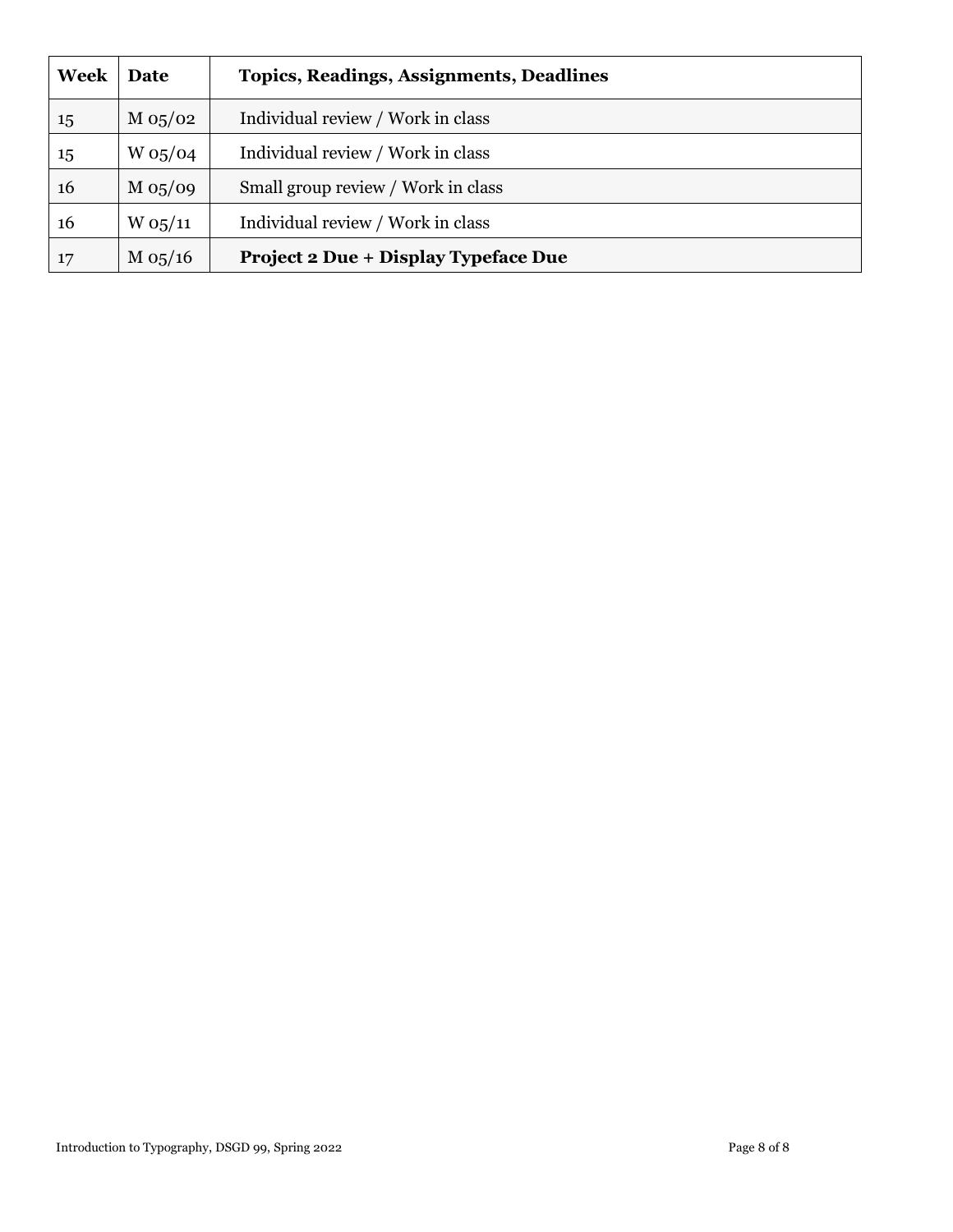| Week | Date | Topics, Readings, Assignments, Deadlines |
| --- | --- | --- |
| 15 | M 05/02 | Individual review / Work in class |
| 15 | W 05/04 | Individual review / Work in class |
| 16 | M 05/09 | Small group review / Work in class |
| 16 | W 05/11 | Individual review / Work in class |
| 17 | M 05/16 | **Project 2 Due + Display Typeface Due** |